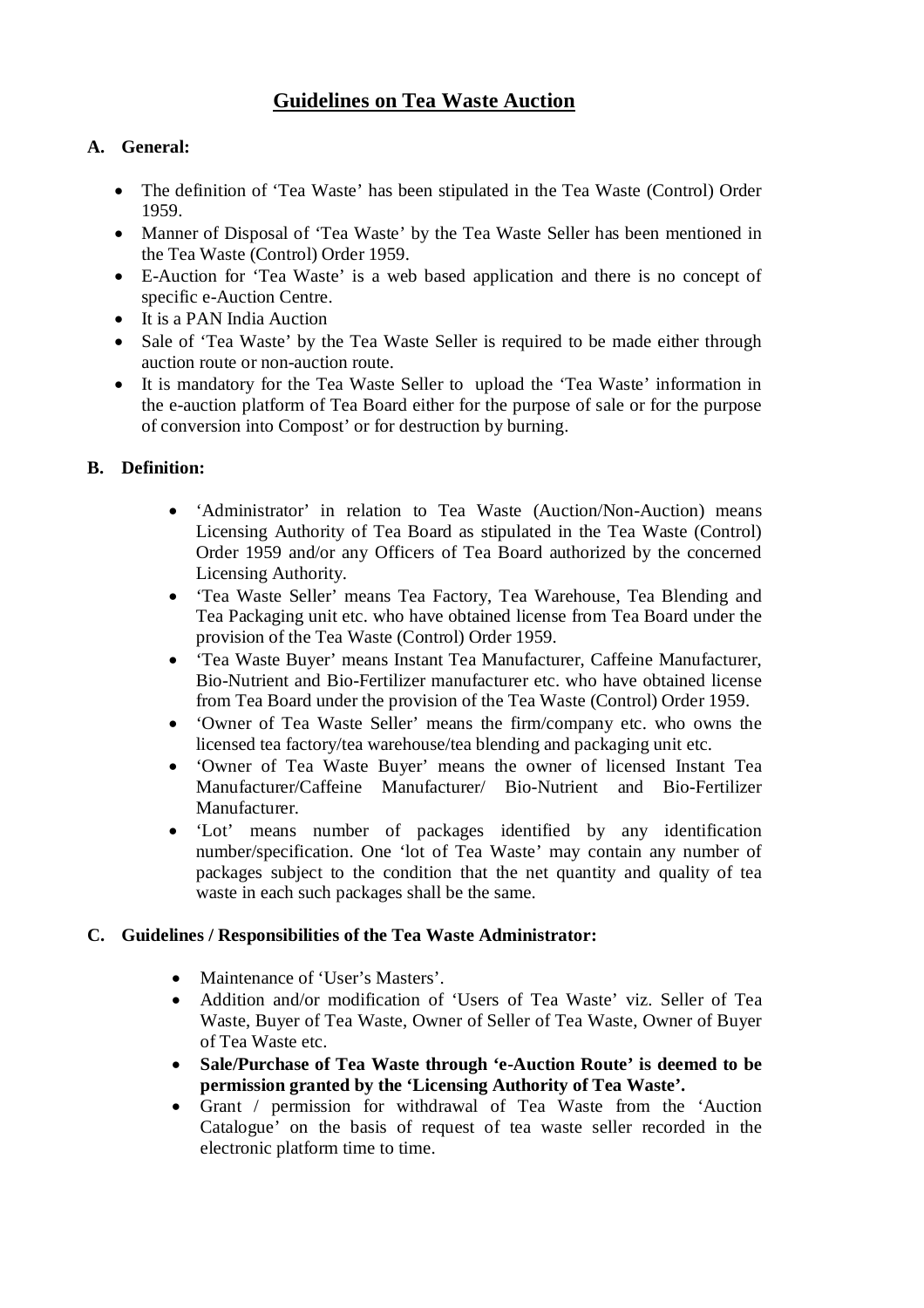# Guidelines on Tea Waste Auction

## A. General:

- The definition of 'Tea Waste' has been stipulated in the Tea Waste (Control) Order 1959.
- Manner of Disposal of 'Tea Waste' by the Tea Waste Seller has been mentioned in the Tea Waste (Control) Order 1959.
- E-Auction for 'Tea Waste' is a web based application and there is no concept of specific e-Auction Centre.
- It is a PAN India Auction
- Sale of 'Tea Waste' by the Tea Waste Seller is required to be made either through auction route or non-auction route.
- It is mandatory for the Tea Waste Seller to upload the 'Tea Waste' information in the e-auction platform of Tea Board either for the purpose of sale or for the purpose of conversion into Compost' or for destruction by burning.

## B. Definition:

- 'Administrator' in relation to Tea Waste (Auction/Non-Auction) means Licensing Authority of Tea Board as stipulated in the Tea Waste (Control) Order 1959 and/or any Officers of Tea Board authorized by the concerned Licensing Authority.
- 'Tea Waste Seller' means Tea Factory, Tea Warehouse, Tea Blending and Tea Packaging unit etc. who have obtained license from Tea Board under the provision of the Tea Waste (Control) Order 1959.
- 'Tea Waste Buyer' means Instant Tea Manufacturer, Caffeine Manufacturer, Bio-Nutrient and Bio-Fertilizer manufacturer etc. who have obtained license from Tea Board under the provision of the Tea Waste (Control) Order 1959.
- 'Owner of Tea Waste Seller' means the firm/company etc. who owns the licensed tea factory/tea warehouse/tea blending and packaging unit etc.
- 'Owner of Tea Waste Buyer' means the owner of licensed Instant Tea Manufacturer/Caffeine Manufacturer/ Bio-Nutrient and Bio-Fertilizer Manufacturer.
- 'Lot' means number of packages identified by any identification number/specification. One 'lot of Tea Waste' may contain any number of packages subject to the condition that the net quantity and quality of tea waste in each such packages shall be the same.

## C. Guidelines / Responsibilities of the Tea Waste Administrator:

- Maintenance of 'User's Masters'.
- Addition and/or modification of 'Users of Tea Waste' viz. Seller of Tea Waste, Buyer of Tea Waste, Owner of Seller of Tea Waste, Owner of Buyer of Tea Waste etc.
- **Sale/Purchase of Tea Waste through 'e-Auction Route' is deemed to be permission granted by the 'Licensing Authority of Tea Waste'.**
- Grant / permission for withdrawal of Tea Waste from the 'Auction Catalogue' on the basis of request of tea waste seller recorded in the electronic platform time to time.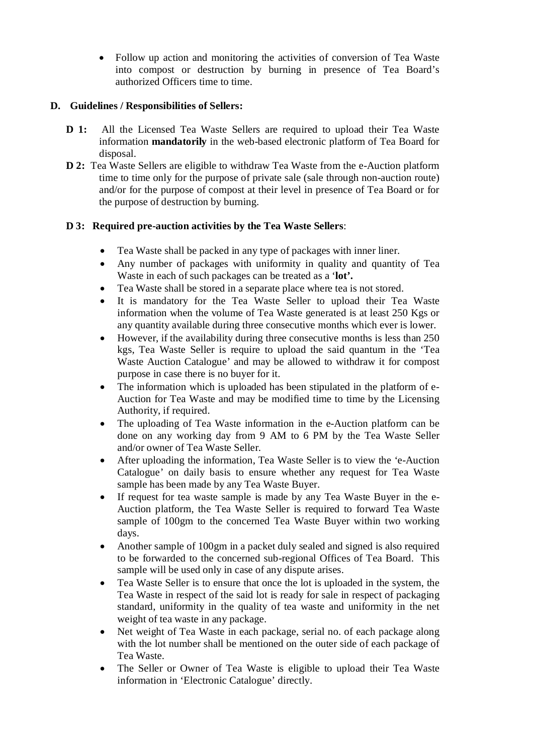- Follow up action and monitoring the activities of conversion of Tea Waste into compost or destruction by burning in presence of Tea Board's authorized Officers time to time.

## D. Guidelines / Responsibilities of Sellers:

**D 1:** All the Licensed Tea Waste Sellers are required to upload their Tea Waste information **mandatorily** in the web-based electronic platform of Tea Board for disposal.

**D 2:** Tea Waste Sellers are eligible to withdraw Tea Waste from the e-Auction platform time to time only for the purpose of private sale (sale through non-auction route) and/or for the purpose of compost at their level in presence of Tea Board or for the purpose of destruction by burning.

**D 3: Required pre-auction activities by the Tea Waste Sellers**:

- Tea Waste shall be packed in any type of packages with inner liner.
- Any number of packages with uniformity in quality and quantity of Tea Waste in each of such packages can be treated as a '**lot'.**
- Tea Waste shall be stored in a separate place where tea is not stored.
- It is mandatory for the Tea Waste Seller to upload their Tea Waste information when the volume of Tea Waste generated is at least 250 Kgs or any quantity available during three consecutive months which ever is lower.
- However, if the availability during three consecutive months is less than 250 kgs, Tea Waste Seller is require to upload the said quantum in the 'Tea Waste Auction Catalogue' and may be allowed to withdraw it for compost purpose in case there is no buyer for it.
- The information which is uploaded has been stipulated in the platform of e-Auction for Tea Waste and may be modified time to time by the Licensing Authority, if required.
- The uploading of Tea Waste information in the e-Auction platform can be done on any working day from 9 AM to 6 PM by the Tea Waste Seller and/or owner of Tea Waste Seller.
- After uploading the information, Tea Waste Seller is to view the 'e-Auction Catalogue' on daily basis to ensure whether any request for Tea Waste sample has been made by any Tea Waste Buyer.
- If request for tea waste sample is made by any Tea Waste Buyer in the e-Auction platform, the Tea Waste Seller is required to forward Tea Waste sample of 100gm to the concerned Tea Waste Buyer within two working days.
- Another sample of 100gm in a packet duly sealed and signed is also required to be forwarded to the concerned sub-regional Offices of Tea Board. This sample will be used only in case of any dispute arises.
- Tea Waste Seller is to ensure that once the lot is uploaded in the system, the Tea Waste in respect of the said lot is ready for sale in respect of packaging standard, uniformity in the quality of tea waste and uniformity in the net weight of tea waste in any package.
- Net weight of Tea Waste in each package, serial no. of each package along with the lot number shall be mentioned on the outer side of each package of Tea Waste.
- The Seller or Owner of Tea Waste is eligible to upload their Tea Waste information in 'Electronic Catalogue' directly.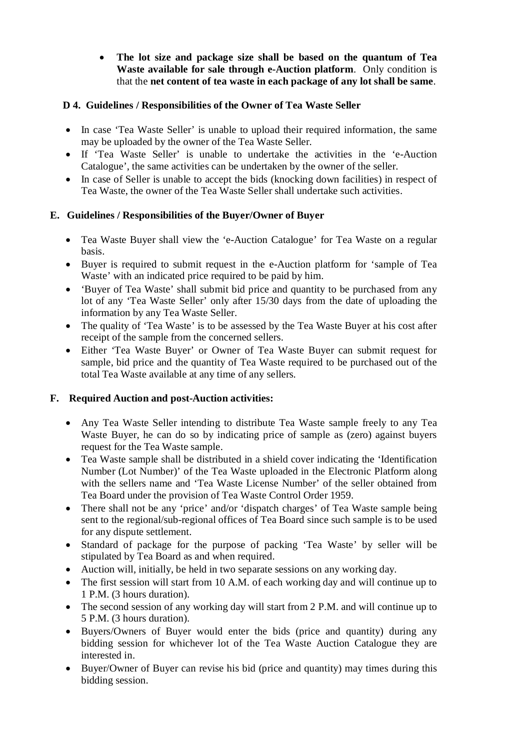- **The lot size and package size shall be based on the quantum of Tea Waste available for sale through e-Auction platform**. Only condition is that the **net content of tea waste in each package of any lot shall be same**.

### D 4. Guidelines / Responsibilities of the Owner of Tea Waste Seller

- In case 'Tea Waste Seller' is unable to upload their required information, the same may be uploaded by the owner of the Tea Waste Seller.
- If 'Tea Waste Seller' is unable to undertake the activities in the 'e-Auction Catalogue', the same activities can be undertaken by the owner of the seller.
- In case of Seller is unable to accept the bids (knocking down facilities) in respect of Tea Waste, the owner of the Tea Waste Seller shall undertake such activities.

### E. Guidelines / Responsibilities of the Buyer/Owner of Buyer

- Tea Waste Buyer shall view the 'e-Auction Catalogue' for Tea Waste on a regular basis.
- Buyer is required to submit request in the e-Auction platform for 'sample of Tea Waste' with an indicated price required to be paid by him.
- 'Buyer of Tea Waste' shall submit bid price and quantity to be purchased from any lot of any 'Tea Waste Seller' only after 15/30 days from the date of uploading the information by any Tea Waste Seller.
- The quality of 'Tea Waste' is to be assessed by the Tea Waste Buyer at his cost after receipt of the sample from the concerned sellers.
- Either 'Tea Waste Buyer' or Owner of Tea Waste Buyer can submit request for sample, bid price and the quantity of Tea Waste required to be purchased out of the total Tea Waste available at any time of any sellers.

### F. Required Auction and post-Auction activities:

- Any Tea Waste Seller intending to distribute Tea Waste sample freely to any Tea Waste Buyer, he can do so by indicating price of sample as (zero) against buyers request for the Tea Waste sample.
- Tea Waste sample shall be distributed in a shield cover indicating the 'Identification Number (Lot Number)' of the Tea Waste uploaded in the Electronic Platform along with the sellers name and 'Tea Waste License Number' of the seller obtained from Tea Board under the provision of Tea Waste Control Order 1959.
- There shall not be any 'price' and/or 'dispatch charges' of Tea Waste sample being sent to the regional/sub-regional offices of Tea Board since such sample is to be used for any dispute settlement.
- Standard of package for the purpose of packing 'Tea Waste' by seller will be stipulated by Tea Board as and when required.
- Auction will, initially, be held in two separate sessions on any working day.
- The first session will start from 10 A.M. of each working day and will continue up to 1 P.M. (3 hours duration).
- The second session of any working day will start from 2 P.M. and will continue up to 5 P.M. (3 hours duration).
- Buyers/Owners of Buyer would enter the bids (price and quantity) during any bidding session for whichever lot of the Tea Waste Auction Catalogue they are interested in.
- Buyer/Owner of Buyer can revise his bid (price and quantity) may times during this bidding session.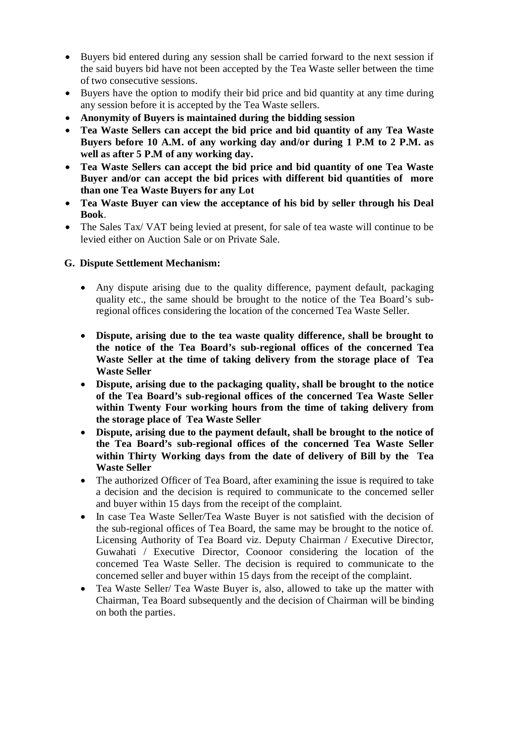- Buyers bid entered during any session shall be carried forward to the next session if the said buyers bid have not been accepted by the Tea Waste seller between the time of two consecutive sessions.
- Buyers have the option to modify their bid price and bid quantity at any time during any session before it is accepted by the Tea Waste sellers.
- **Anonymity of Buyers is maintained during the bidding session**
- **Tea Waste Sellers can accept the bid price and bid quantity of any Tea Waste Buyers before 10 A.M. of any working day and/or during 1 P.M to 2 P.M. as well as after 5 P.M of any working day.**
- **Tea Waste Sellers can accept the bid price and bid quantity of one Tea Waste Buyer and/or can accept the bid prices with different bid quantities of more than one Tea Waste Buyers for any Lot**
- **Tea Waste Buyer can view the acceptance of his bid by seller through his Deal Book**.
- The Sales Tax/ VAT being levied at present, for sale of tea waste will continue to be levied either on Auction Sale or on Private Sale.

### G. Dispute Settlement Mechanism:

- Any dispute arising due to the quality difference, payment default, packaging quality etc., the same should be brought to the notice of the Tea Board's sub-regional offices considering the location of the concerned Tea Waste Seller.
- **Dispute, arising due to the tea waste quality difference, shall be brought to the notice of the Tea Board's sub-regional offices of the concerned Tea Waste Seller at the time of taking delivery from the storage place of Tea Waste Seller**
- **Dispute, arising due to the packaging quality, shall be brought to the notice of the Tea Board's sub-regional offices of the concerned Tea Waste Seller within Twenty Four working hours from the time of taking delivery from the storage place of Tea Waste Seller**
- **Dispute, arising due to the payment default, shall be brought to the notice of the Tea Board's sub-regional offices of the concerned Tea Waste Seller within Thirty Working days from the date of delivery of Bill by the Tea Waste Seller**
- The authorized Officer of Tea Board, after examining the issue is required to take a decision and the decision is required to communicate to the concerned seller and buyer within 15 days from the receipt of the complaint.
- In case Tea Waste Seller/Tea Waste Buyer is not satisfied with the decision of the sub-regional offices of Tea Board, the same may be brought to the notice of. Licensing Authority of Tea Board viz. Deputy Chairman / Executive Director, Guwahati / Executive Director, Coonoor considering the location of the concerned Tea Waste Seller. The decision is required to communicate to the concerned seller and buyer within 15 days from the receipt of the complaint.
- Tea Waste Seller/ Tea Waste Buyer is, also, allowed to take up the matter with Chairman, Tea Board subsequently and the decision of Chairman will be binding on both the parties.